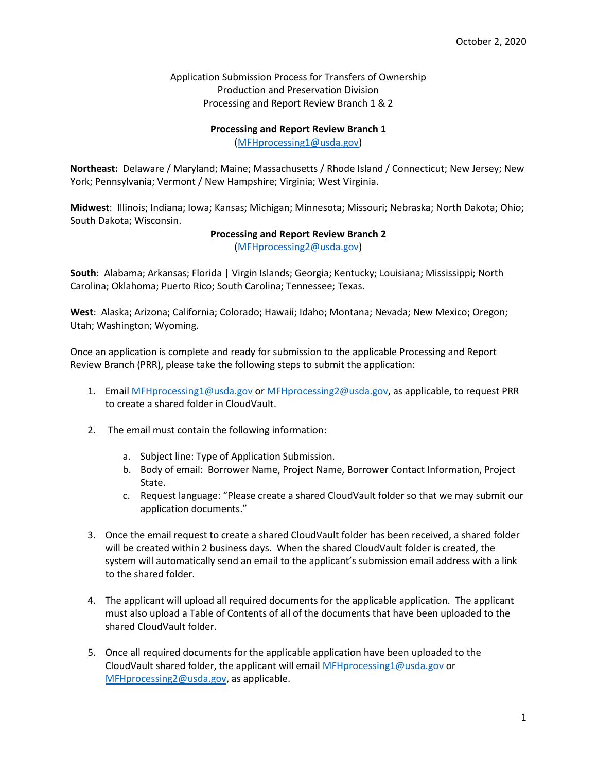October 2, 2020

Application Submission Process for Transfers of Ownership
Production and Preservation Division
Processing and Report Review Branch 1 & 2

## Processing and Report Review Branch 1

(MFHprocessing1@usda.gov)

**Northeast:** Delaware / Maryland; Maine; Massachusetts / Rhode Island / Connecticut; New Jersey; New York; Pennsylvania; Vermont / New Hampshire; Virginia; West Virginia.

**Midwest**: Illinois; Indiana; Iowa; Kansas; Michigan; Minnesota; Missouri; Nebraska; North Dakota; Ohio; South Dakota; Wisconsin.

## Processing and Report Review Branch 2

(MFHprocessing2@usda.gov)

**South**: Alabama; Arkansas; Florida | Virgin Islands; Georgia; Kentucky; Louisiana; Mississippi; North Carolina; Oklahoma; Puerto Rico; South Carolina; Tennessee; Texas.

**West**: Alaska; Arizona; California; Colorado; Hawaii; Idaho; Montana; Nevada; New Mexico; Oregon; Utah; Washington; Wyoming.

Once an application is complete and ready for submission to the applicable Processing and Report Review Branch (PRR), please take the following steps to submit the application:

1. Email MFHprocessing1@usda.gov or MFHprocessing2@usda.gov, as applicable, to request PRR to create a shared folder in CloudVault.

2. The email must contain the following information:

   a. Subject line: Type of Application Submission.
   b. Body of email: Borrower Name, Project Name, Borrower Contact Information, Project State.
   c. Request language: "Please create a shared CloudVault folder so that we may submit our application documents."

3. Once the email request to create a shared CloudVault folder has been received, a shared folder will be created within 2 business days. When the shared CloudVault folder is created, the system will automatically send an email to the applicant's submission email address with a link to the shared folder.

4. The applicant will upload all required documents for the applicable application. The applicant must also upload a Table of Contents of all of the documents that have been uploaded to the shared CloudVault folder.

5. Once all required documents for the applicable application have been uploaded to the CloudVault shared folder, the applicant will email MFHprocessing1@usda.gov or MFHprocessing2@usda.gov, as applicable.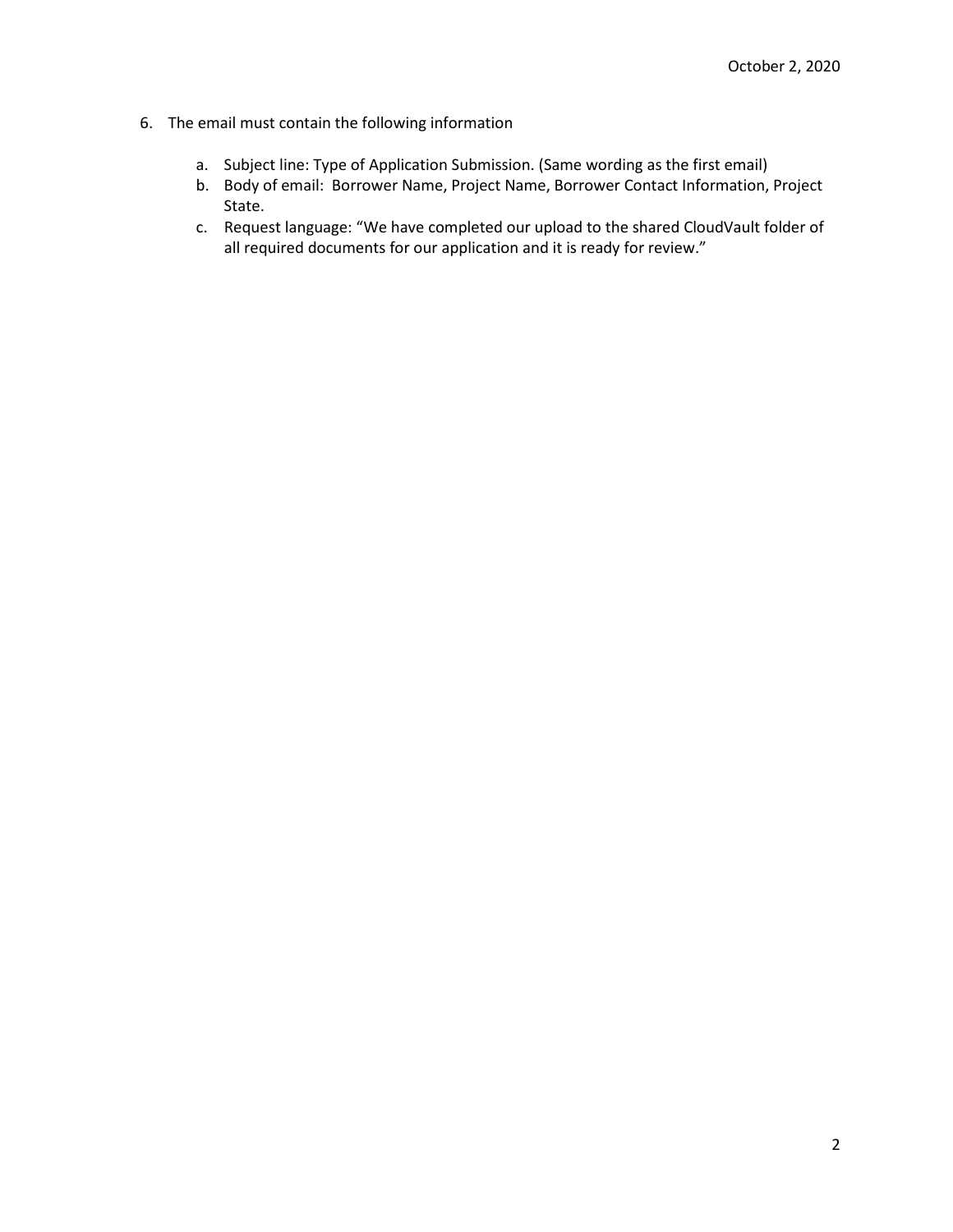October 2, 2020

6. The email must contain the following information

    a. Subject line: Type of Application Submission. (Same wording as the first email)
    b. Body of email: Borrower Name, Project Name, Borrower Contact Information, Project State.
    c. Request language: "We have completed our upload to the shared CloudVault folder of all required documents for our application and it is ready for review."